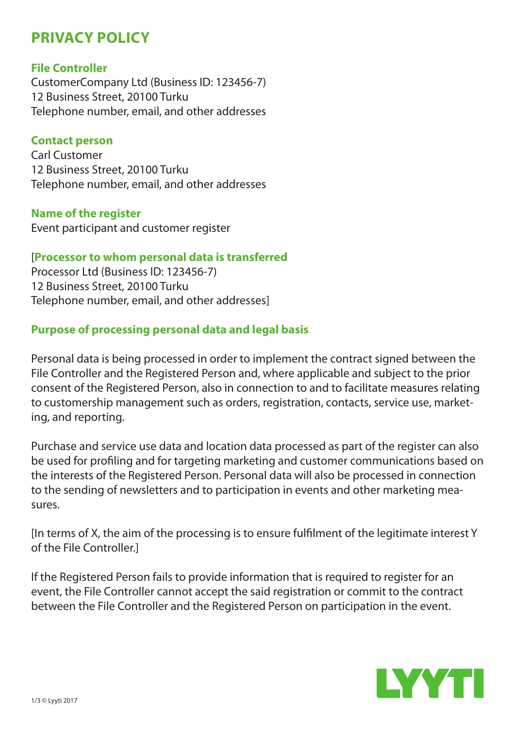# PRIVACY POLICY

**File Controller**
CustomerCompany Ltd (Business ID: 123456-7)
12 Business Street, 20100 Turku
Telephone number, email, and other addresses

**Contact person**
Carl Customer
12 Business Street, 20100 Turku
Telephone number, email, and other addresses

**Name of the register**
Event participant and customer register

[**Processor to whom personal data is transferred**
Processor Ltd (Business ID: 123456-7)
12 Business Street, 20100 Turku
Telephone number, email, and other addresses]

**Purpose of processing personal data and legal basis**

Personal data is being processed in order to implement the contract signed between the File Controller and the Registered Person and, where applicable and subject to the prior consent of the Registered Person, also in connection to and to facilitate measures relating to customership management such as orders, registration, contacts, service use, marketing, and reporting.

Purchase and service use data and location data processed as part of the register can also be used for profiling and for targeting marketing and customer communications based on the interests of the Registered Person. Personal data will also be processed in connection to the sending of newsletters and to participation in events and other marketing measures.

[In terms of X, the aim of the processing is to ensure fulfilment of the legitimate interest Y of the File Controller.]

If the Registered Person fails to provide information that is required to register for an event, the File Controller cannot accept the said registration or commit to the contract between the File Controller and the Registered Person on participation in the event.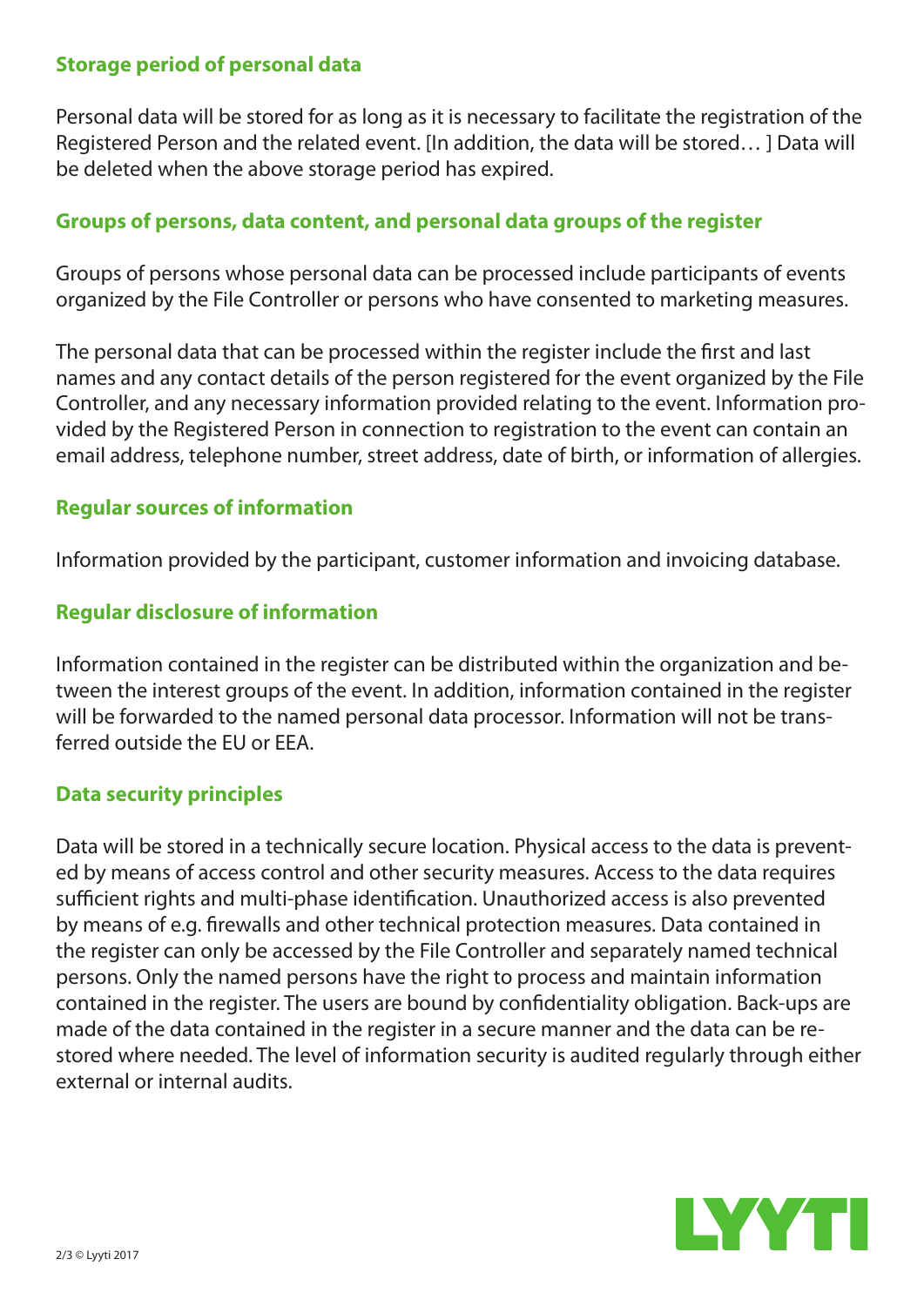## Storage period of personal data

Personal data will be stored for as long as it is necessary to facilitate the registration of the Registered Person and the related event. [In addition, the data will be stored… ] Data will be deleted when the above storage period has expired.

## Groups of persons, data content, and personal data groups of the register

Groups of persons whose personal data can be processed include participants of events organized by the File Controller or persons who have consented to marketing measures.

The personal data that can be processed within the register include the first and last names and any contact details of the person registered for the event organized by the File Controller, and any necessary information provided relating to the event. Information provided by the Registered Person in connection to registration to the event can contain an email address, telephone number, street address, date of birth, or information of allergies.

## Regular sources of information

Information provided by the participant, customer information and invoicing database.

## Regular disclosure of information

Information contained in the register can be distributed within the organization and between the interest groups of the event. In addition, information contained in the register will be forwarded to the named personal data processor. Information will not be transferred outside the EU or EEA.

## Data security principles

Data will be stored in a technically secure location. Physical access to the data is prevented by means of access control and other security measures. Access to the data requires sufficient rights and multi-phase identification. Unauthorized access is also prevented by means of e.g. firewalls and other technical protection measures. Data contained in the register can only be accessed by the File Controller and separately named technical persons. Only the named persons have the right to process and maintain information contained in the register. The users are bound by confidentiality obligation. Back-ups are made of the data contained in the register in a secure manner and the data can be restored where needed. The level of information security is audited regularly through either external or internal audits.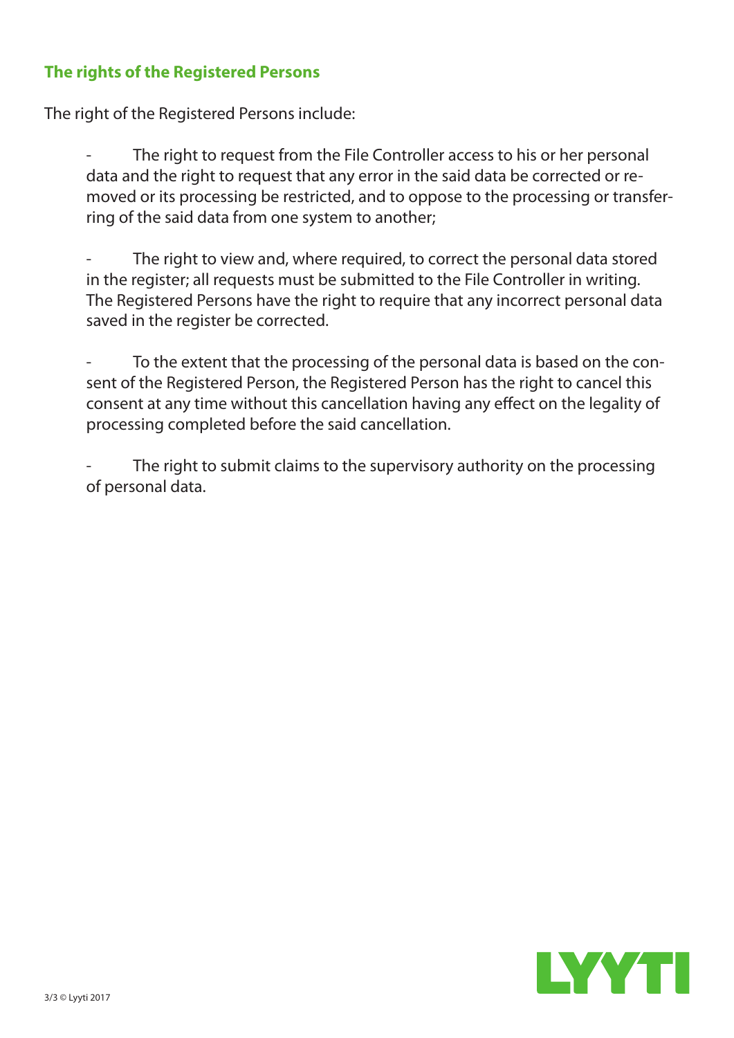## The rights of the Registered Persons

The right of the Registered Persons include:

- The right to request from the File Controller access to his or her personal data and the right to request that any error in the said data be corrected or removed or its processing be restricted, and to oppose to the processing or transferring of the said data from one system to another;

- The right to view and, where required, to correct the personal data stored in the register; all requests must be submitted to the File Controller in writing. The Registered Persons have the right to require that any incorrect personal data saved in the register be corrected.

- To the extent that the processing of the personal data is based on the consent of the Registered Person, the Registered Person has the right to cancel this consent at any time without this cancellation having any effect on the legality of processing completed before the said cancellation.

- The right to submit claims to the supervisory authority on the processing of personal data.